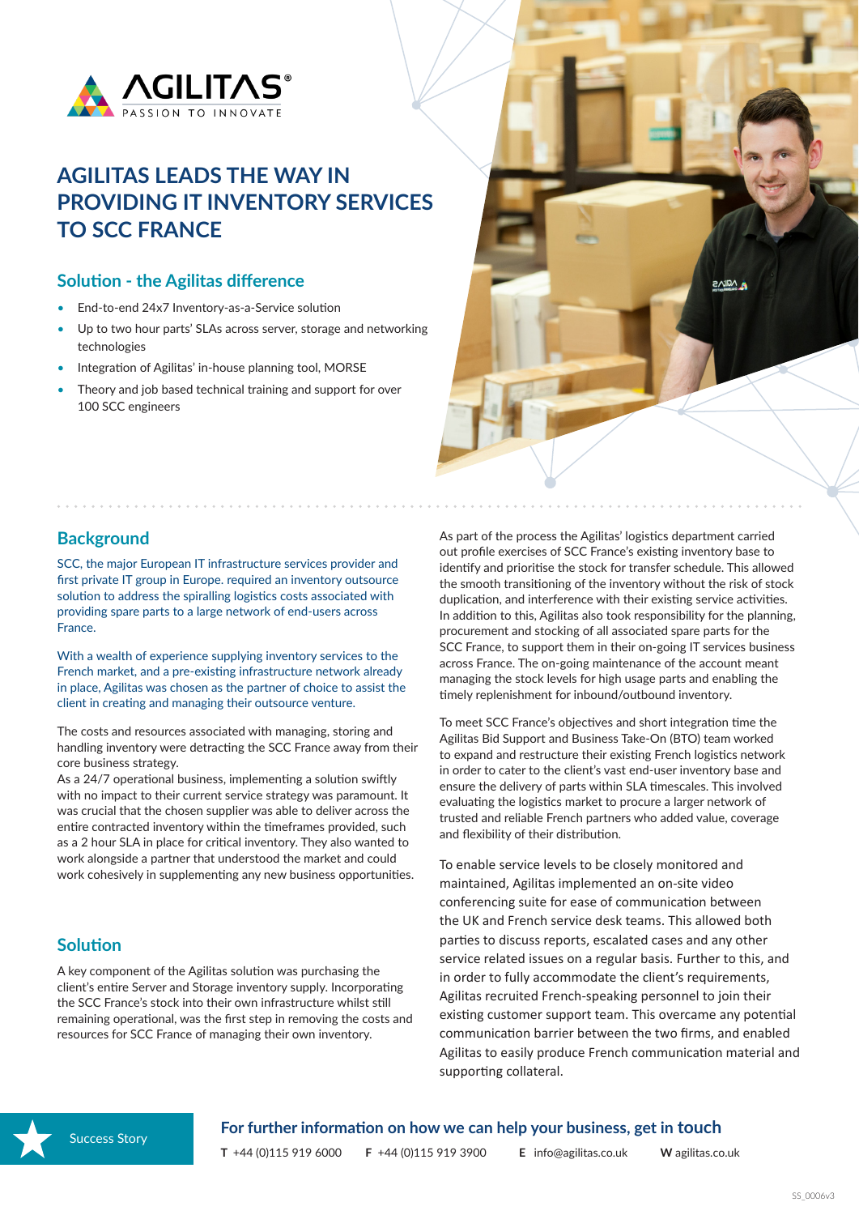AGILITAS®
PASSION TO INNOVATE

# AGILITAS LEADS THE WAY IN PROVIDING IT INVENTORY SERVICES TO SCC FRANCE

## Solution - the Agilitas difference

- End-to-end 24x7 Inventory-as-a-Service solution
- Up to two hour parts' SLAs across server, storage and networking technologies
- Integration of Agilitas' in-house planning tool, MORSE
- Theory and job based technical training and support for over 100 SCC engineers

## Background

SCC, the major European IT infrastructure services provider and first private IT group in Europe. required an inventory outsource solution to address the spiralling logistics costs associated with providing spare parts to a large network of end-users across France.

With a wealth of experience supplying inventory services to the French market, and a pre-existing infrastructure network already in place, Agilitas was chosen as the partner of choice to assist the client in creating and managing their outsource venture.

The costs and resources associated with managing, storing and handling inventory were detracting the SCC France away from their core business strategy.
As a 24/7 operational business, implementing a solution swiftly with no impact to their current service strategy was paramount. It was crucial that the chosen supplier was able to deliver across the entire contracted inventory within the timeframes provided, such as a 2 hour SLA in place for critical inventory. They also wanted to work alongside a partner that understood the market and could work cohesively in supplementing any new business opportunities.

## Solution

A key component of the Agilitas solution was purchasing the client's entire Server and Storage inventory supply. Incorporating the SCC France's stock into their own infrastructure whilst still remaining operational, was the first step in removing the costs and resources for SCC France of managing their own inventory.

As part of the process the Agilitas' logistics department carried out profile exercises of SCC France's existing inventory base to identify and prioritise the stock for transfer schedule. This allowed the smooth transitioning of the inventory without the risk of stock duplication, and interference with their existing service activities. In addition to this, Agilitas also took responsibility for the planning, procurement and stocking of all associated spare parts for the SCC France, to support them in their on-going IT services business across France. The on-going maintenance of the account meant managing the stock levels for high usage parts and enabling the timely replenishment for inbound/outbound inventory.

To meet SCC France's objectives and short integration time the Agilitas Bid Support and Business Take-On (BTO) team worked to expand and restructure their existing French logistics network in order to cater to the client's vast end-user inventory base and ensure the delivery of parts within SLA timescales. This involved evaluating the logistics market to procure a larger network of trusted and reliable French partners who added value, coverage and flexibility of their distribution.

To enable service levels to be closely monitored and maintained, Agilitas implemented an on-site video conferencing suite for ease of communication between the UK and French service desk teams. This allowed both parties to discuss reports, escalated cases and any other service related issues on a regular basis. Further to this, and in order to fully accommodate the client's requirements, Agilitas recruited French-speaking personnel to join their existing customer support team. This overcame any potential communication barrier between the two firms, and enabled Agilitas to easily produce French communication material and supporting collateral.

Success Story

**For further information on how we can help your business, get in touch**

**T** +44 (0)115 919 6000 **F** +44 (0)115 919 3900 **E** info@agilitas.co.uk **W** agilitas.co.uk

SS_0006v3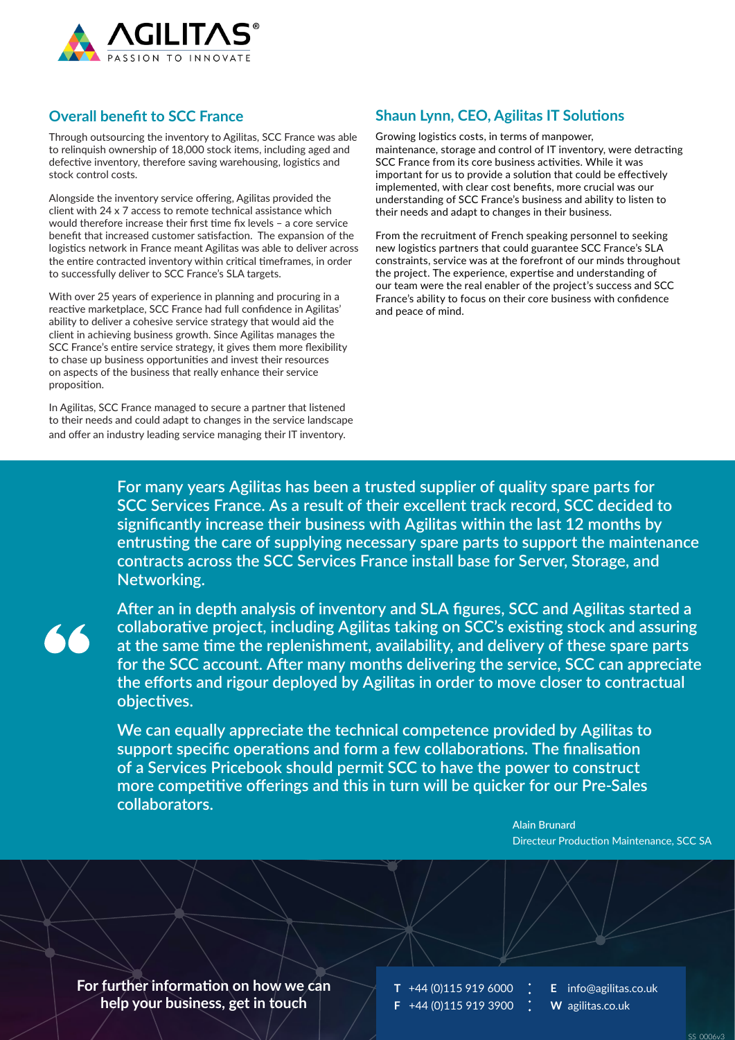## Overall benefit to SCC France

Through outsourcing the inventory to Agilitas, SCC France was able to relinquish ownership of 18,000 stock items, including aged and defective inventory, therefore saving warehousing, logistics and stock control costs.

Alongside the inventory service offering, Agilitas provided the client with 24 x 7 access to remote technical assistance which would therefore increase their first time fix levels – a core service benefit that increased customer satisfaction. The expansion of the logistics network in France meant Agilitas was able to deliver across the entire contracted inventory within critical timeframes, in order to successfully deliver to SCC France's SLA targets.

With over 25 years of experience in planning and procuring in a reactive marketplace, SCC France had full confidence in Agilitas' ability to deliver a cohesive service strategy that would aid the client in achieving business growth. Since Agilitas manages the SCC France's entire service strategy, it gives them more flexibility to chase up business opportunities and invest their resources on aspects of the business that really enhance their service proposition.

In Agilitas, SCC France managed to secure a partner that listened to their needs and could adapt to changes in the service landscape and offer an industry leading service managing their IT inventory.

## Shaun Lynn, CEO, Agilitas IT Solutions

Growing logistics costs, in terms of manpower, maintenance, storage and control of IT inventory, were detracting SCC France from its core business activities. While it was important for us to provide a solution that could be effectively implemented, with clear cost benefits, more crucial was our understanding of SCC France's business and ability to listen to their needs and adapt to changes in their business.

From the recruitment of French speaking personnel to seeking new logistics partners that could guarantee SCC France's SLA constraints, service was at the forefront of our minds throughout the project. The experience, expertise and understanding of our team were the real enabler of the project's success and SCC France's ability to focus on their core business with confidence and peace of mind.

> **For many years Agilitas has been a trusted supplier of quality spare parts for SCC Services France. As a result of their excellent track record, SCC decided to significantly increase their business with Agilitas within the last 12 months by entrusting the care of supplying necessary spare parts to support the maintenance contracts across the SCC Services France install base for Server, Storage, and Networking.**
>
> **After an in depth analysis of inventory and SLA figures, SCC and Agilitas started a collaborative project, including Agilitas taking on SCC's existing stock and assuring at the same time the replenishment, availability, and delivery of these spare parts for the SCC account. After many months delivering the service, SCC can appreciate the efforts and rigour deployed by Agilitas in order to move closer to contractual objectives.**
>
> **We can equally appreciate the technical competence provided by Agilitas to support specific operations and form a few collaborations. The finalisation of a Services Pricebook should permit SCC to have the power to construct more competitive offerings and this in turn will be quicker for our Pre-Sales collaborators.**

Alain Brunard
Directeur Production Maintenance, SCC SA

**For further information on how we can help your business, get in touch**

**T** +44 (0)115 919 6000
**F** +44 (0)115 919 3900
**E** info@agilitas.co.uk
**W** agilitas.co.uk